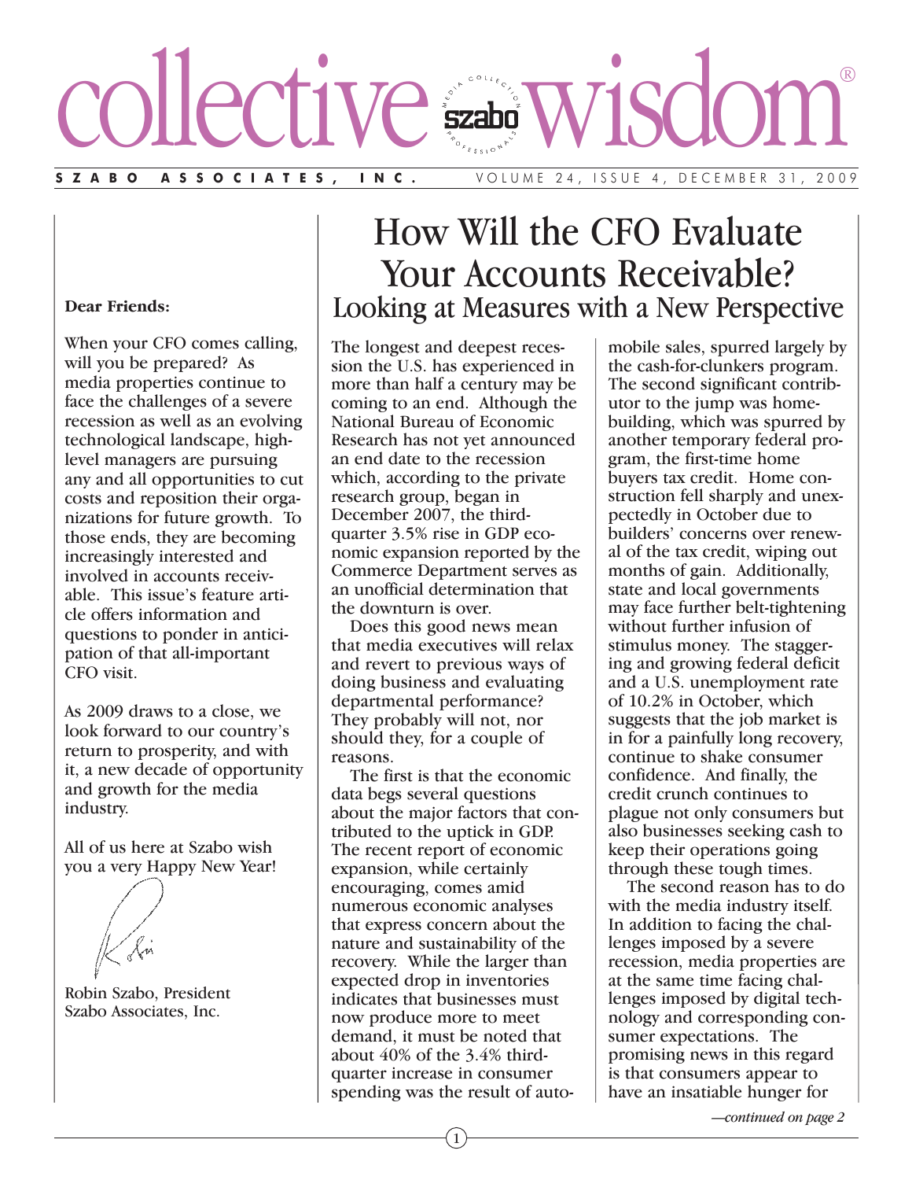# collective wisdom®

**SZABO ASSOCIATES, INC.** VOLUME 24, ISSUE 4, DECEMBER 31, 2009

**Dear Friends:**

When your CFO comes calling, will you be prepared? As media properties continue to face the challenges of a severe recession as well as an evolving technological landscape, high-level managers are pursuing any and all opportunities to cut costs and reposition their organizations for future growth. To those ends, they are becoming increasingly interested and involved in accounts receivable. This issue's feature article offers information and questions to ponder in anticipation of that all-important CFO visit.

As 2009 draws to a close, we look forward to our country's return to prosperity, and with it, a new decade of opportunity and growth for the media industry.

All of us here at Szabo wish you a very Happy New Year!

Robin Szabo, President
Szabo Associates, Inc.

# How Will the CFO Evaluate Your Accounts Receivable?

## Looking at Measures with a New Perspective

The longest and deepest recession the U.S. has experienced in more than half a century may be coming to an end. Although the National Bureau of Economic Research has not yet announced an end date to the recession which, according to the private research group, began in December 2007, the third-quarter 3.5% rise in GDP economic expansion reported by the Commerce Department serves as an unofficial determination that the downturn is over.

Does this good news mean that media executives will relax and revert to previous ways of doing business and evaluating departmental performance? They probably will not, nor should they, for a couple of reasons.

The first is that the economic data begs several questions about the major factors that contributed to the uptick in GDP. The recent report of economic expansion, while certainly encouraging, comes amid numerous economic analyses that express concern about the nature and sustainability of the recovery. While the larger than expected drop in inventories indicates that businesses must now produce more to meet demand, it must be noted that about 40% of the 3.4% third-quarter increase in consumer spending was the result of automobile sales, spurred largely by the cash-for-clunkers program. The second significant contributor to the jump was homebuilding, which was spurred by another temporary federal program, the first-time home buyers tax credit. Home construction fell sharply and unexpectedly in October due to builders' concerns over renewal of the tax credit, wiping out months of gain. Additionally, state and local governments may face further belt-tightening without further infusion of stimulus money. The staggering and growing federal deficit and a U.S. unemployment rate of 10.2% in October, which suggests that the job market is in for a painfully long recovery, continue to shake consumer confidence. And finally, the credit crunch continues to plague not only consumers but also businesses seeking cash to keep their operations going through these tough times.

The second reason has to do with the media industry itself. In addition to facing the challenges imposed by a severe recession, media properties are at the same time facing challenges imposed by digital technology and corresponding consumer expectations. The promising news in this regard is that consumers appear to have an insatiable hunger for

*—continued on page 2*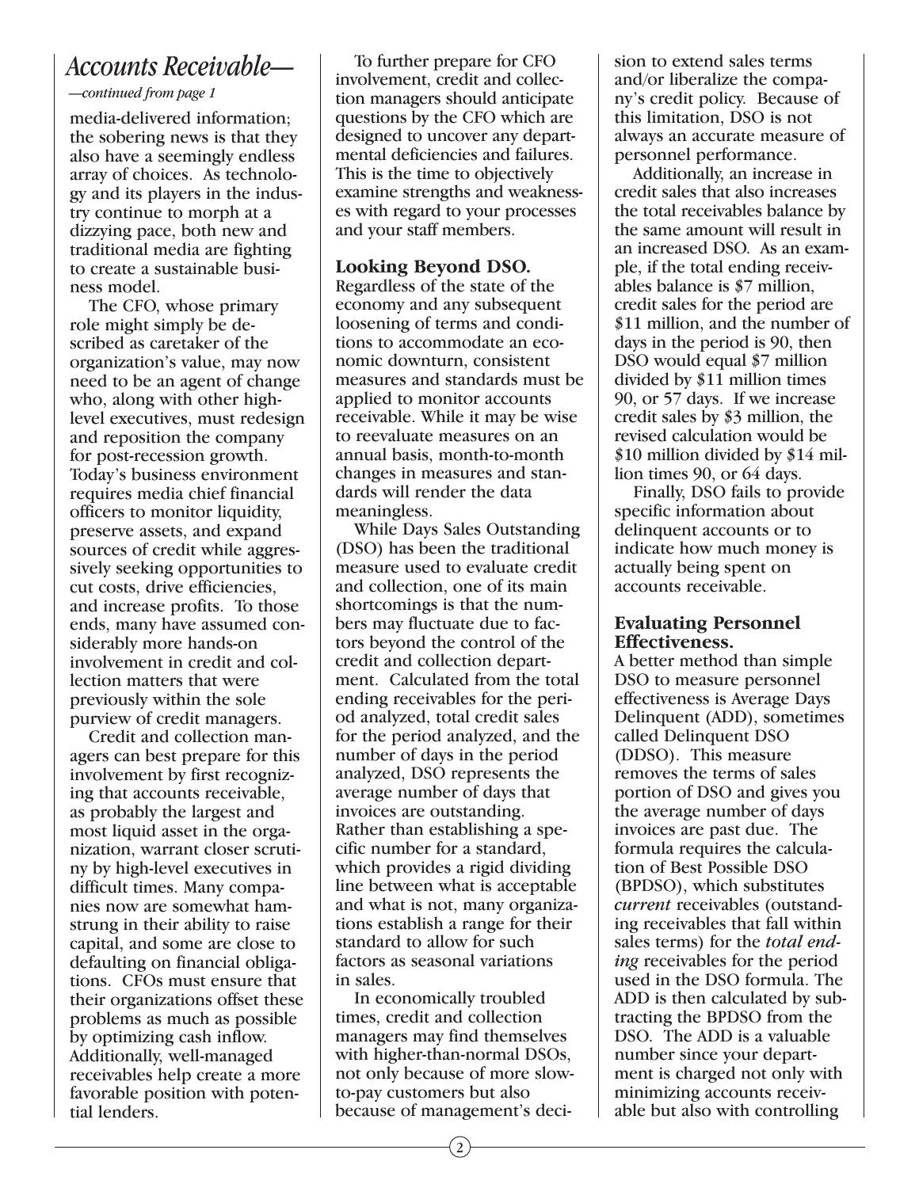# Accounts Receivable—

*—continued from page 1*

media-delivered information; the sobering news is that they also have a seemingly endless array of choices. As technology and its players in the industry continue to morph at a dizzying pace, both new and traditional media are fighting to create a sustainable business model.

The CFO, whose primary role might simply be described as caretaker of the organization's value, may now need to be an agent of change who, along with other high-level executives, must redesign and reposition the company for post-recession growth. Today's business environment requires media chief financial officers to monitor liquidity, preserve assets, and expand sources of credit while aggressively seeking opportunities to cut costs, drive efficiencies, and increase profits. To those ends, many have assumed considerably more hands-on involvement in credit and collection matters that were previously within the sole purview of credit managers.

Credit and collection managers can best prepare for this involvement by first recognizing that accounts receivable, as probably the largest and most liquid asset in the organization, warrant closer scrutiny by high-level executives in difficult times. Many companies now are somewhat hamstrung in their ability to raise capital, and some are close to defaulting on financial obligations. CFOs must ensure that their organizations offset these problems as much as possible by optimizing cash inflow. Additionally, well-managed receivables help create a more favorable position with potential lenders.

To further prepare for CFO involvement, credit and collection managers should anticipate questions by the CFO which are designed to uncover any departmental deficiencies and failures. This is the time to objectively examine strengths and weaknesses with regard to your processes and your staff members.

**Looking Beyond DSO.**
Regardless of the state of the economy and any subsequent loosening of terms and conditions to accommodate an economic downturn, consistent measures and standards must be applied to monitor accounts receivable. While it may be wise to reevaluate measures on an annual basis, month-to-month changes in measures and standards will render the data meaningless.

While Days Sales Outstanding (DSO) has been the traditional measure used to evaluate credit and collection, one of its main shortcomings is that the numbers may fluctuate due to factors beyond the control of the credit and collection department. Calculated from the total ending receivables for the period analyzed, total credit sales for the period analyzed, and the number of days in the period analyzed, DSO represents the average number of days that invoices are outstanding. Rather than establishing a specific number for a standard, which provides a rigid dividing line between what is acceptable and what is not, many organizations establish a range for their standard to allow for such factors as seasonal variations in sales.

In economically troubled times, credit and collection managers may find themselves with higher-than-normal DSOs, not only because of more slow-to-pay customers but also because of management's decision to extend sales terms and/or liberalize the company's credit policy. Because of this limitation, DSO is not always an accurate measure of personnel performance.

Additionally, an increase in credit sales that also increases the total receivables balance by the same amount will result in an increased DSO. As an example, if the total ending receivables balance is $7 million, credit sales for the period are $11 million, and the number of days in the period is 90, then DSO would equal $7 million divided by $11 million times 90, or 57 days. If we increase credit sales by $3 million, the revised calculation would be $10 million divided by $14 million times 90, or 64 days.

Finally, DSO fails to provide specific information about delinquent accounts or to indicate how much money is actually being spent on accounts receivable.

**Evaluating Personnel Effectiveness.**
A better method than simple DSO to measure personnel effectiveness is Average Days Delinquent (ADD), sometimes called Delinquent DSO (DDSO). This measure removes the terms of sales portion of DSO and gives you the average number of days invoices are past due. The formula requires the calculation of Best Possible DSO (BPDSO), which substitutes *current* receivables (outstanding receivables that fall within sales terms) for the *total ending* receivables for the period used in the DSO formula. The ADD is then calculated by subtracting the BPDSO from the DSO. The ADD is a valuable number since your department is charged not only with minimizing accounts receivable but also with controlling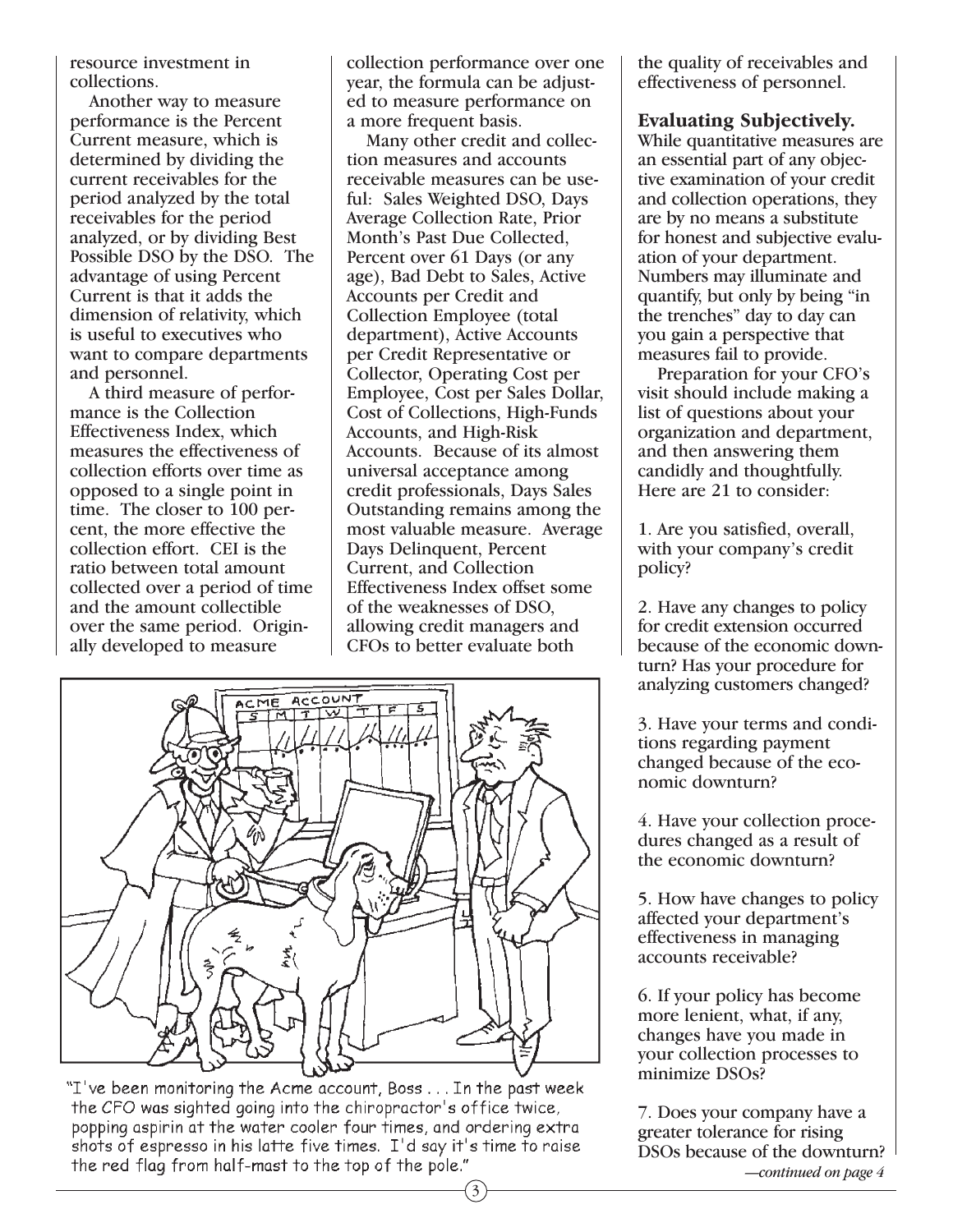resource investment in collections.

Another way to measure performance is the Percent Current measure, which is determined by dividing the current receivables for the period analyzed by the total receivables for the period analyzed, or by dividing Best Possible DSO by the DSO. The advantage of using Percent Current is that it adds the dimension of relativity, which is useful to executives who want to compare departments and personnel.

A third measure of performance is the Collection Effectiveness Index, which measures the effectiveness of collection efforts over time as opposed to a single point in time. The closer to 100 percent, the more effective the collection effort. CEI is the ratio between total amount collected over a period of time and the amount collectible over the same period. Originally developed to measure collection performance over one year, the formula can be adjusted to measure performance on a more frequent basis.

Many other credit and collection measures and accounts receivable measures can be useful: Sales Weighted DSO, Days Average Collection Rate, Prior Month's Past Due Collected, Percent over 61 Days (or any age), Bad Debt to Sales, Active Accounts per Credit and Collection Employee (total department), Active Accounts per Credit Representative or Collector, Operating Cost per Employee, Cost per Sales Dollar, Cost of Collections, High-Funds Accounts, and High-Risk Accounts. Because of its almost universal acceptance among credit professionals, Days Sales Outstanding remains among the most valuable measure. Average Days Delinquent, Percent Current, and Collection Effectiveness Index offset some of the weaknesses of DSO, allowing credit managers and CFOs to better evaluate both the quality of receivables and effectiveness of personnel.

"I've been monitoring the Acme account, Boss . . . In the past week the CFO was sighted going into the chiropractor's office twice, popping aspirin at the water cooler four times, and ordering extra shots of espresso in his latte five times. I'd say it's time to raise the red flag from half-mast to the top of the pole."

**Evaluating Subjectively.** While quantitative measures are an essential part of any objective examination of your credit and collection operations, they are by no means a substitute for honest and subjective evaluation of your department. Numbers may illuminate and quantify, but only by being "in the trenches" day to day can you gain a perspective that measures fail to provide.

Preparation for your CFO's visit should include making a list of questions about your organization and department, and then answering them candidly and thoughtfully. Here are 21 to consider:

1. Are you satisfied, overall, with your company's credit policy?

2. Have any changes to policy for credit extension occurred because of the economic downturn? Has your procedure for analyzing customers changed?

3. Have your terms and conditions regarding payment changed because of the economic downturn?

4. Have your collection procedures changed as a result of the economic downturn?

5. How have changes to policy affected your department's effectiveness in managing accounts receivable?

6. If your policy has become more lenient, what, if any, changes have you made in your collection processes to minimize DSOs?

7. Does your company have a greater tolerance for rising DSOs because of the downturn?

*—continued on page 4*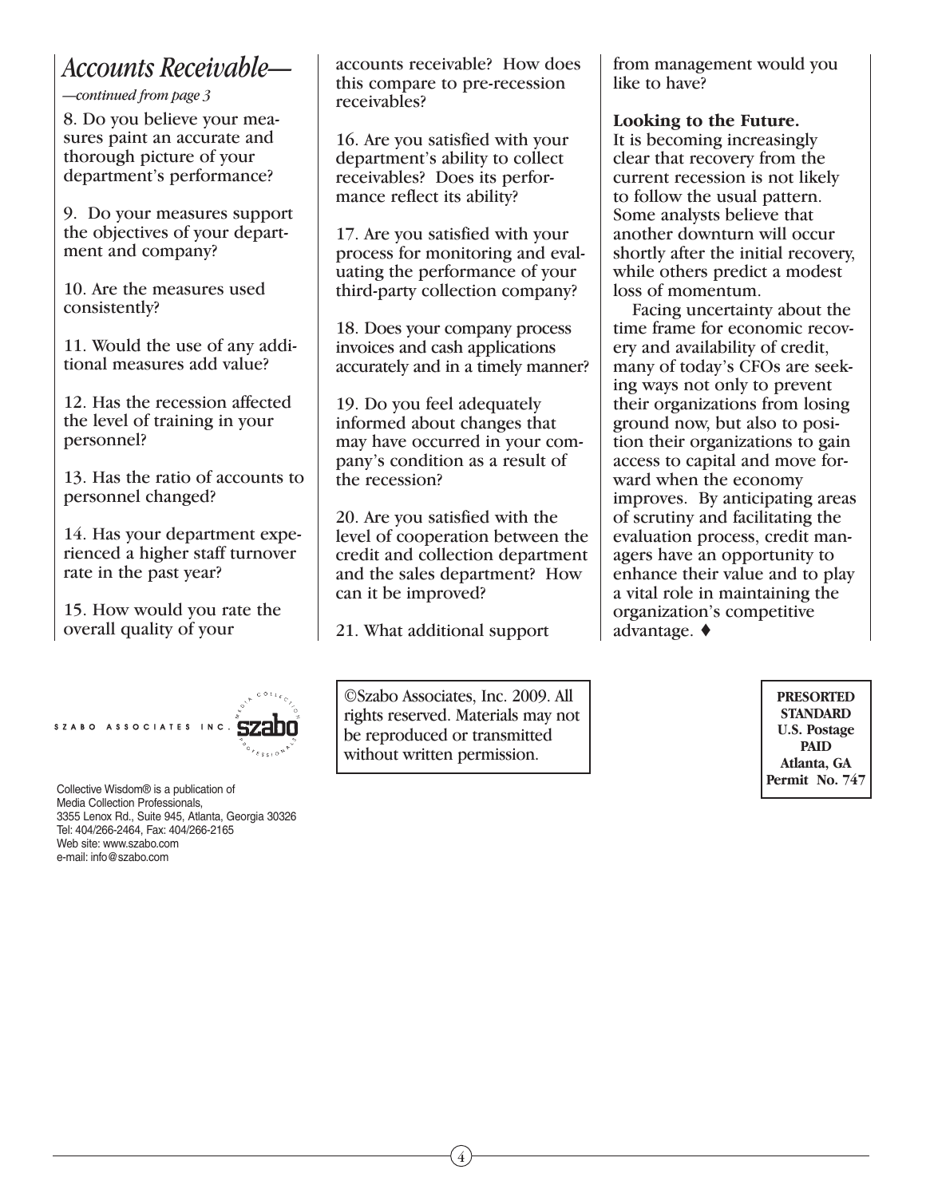# Accounts Receivable—

*—continued from page 3*

8. Do you believe your measures paint an accurate and thorough picture of your department's performance?

9. Do your measures support the objectives of your department and company?

10. Are the measures used consistently?

11. Would the use of any additional measures add value?

12. Has the recession affected the level of training in your personnel?

13. Has the ratio of accounts to personnel changed?

14. Has your department experienced a higher staff turnover rate in the past year?

15. How would you rate the overall quality of your accounts receivable? How does this compare to pre-recession receivables?

16. Are you satisfied with your department's ability to collect receivables? Does its performance reflect its ability?

17. Are you satisfied with your process for monitoring and evaluating the performance of your third-party collection company?

18. Does your company process invoices and cash applications accurately and in a timely manner?

19. Do you feel adequately informed about changes that may have occurred in your company's condition as a result of the recession?

20. Are you satisfied with the level of cooperation between the credit and collection department and the sales department? How can it be improved?

21. What additional support from management would you like to have?

**Looking to the Future.** It is becoming increasingly clear that recovery from the current recession is not likely to follow the usual pattern. Some analysts believe that another downturn will occur shortly after the initial recovery, while others predict a modest loss of momentum.

Facing uncertainty about the time frame for economic recovery and availability of credit, many of today's CFOs are seeking ways not only to prevent their organizations from losing ground now, but also to position their organizations to gain access to capital and move forward when the economy improves. By anticipating areas of scrutiny and facilitating the evaluation process, credit managers have an opportunity to enhance their value and to play a vital role in maintaining the organization's competitive advantage. ♦

SZABO ASSOCIATES INC. szabo MEDIA COLLECTION PROFESSIONALS

Collective Wisdom® is a publication of Media Collection Professionals,
3355 Lenox Rd., Suite 945, Atlanta, Georgia 30326
Tel: 404/266-2464, Fax: 404/266-2165
Web site: www.szabo.com
e-mail: info@szabo.com

©Szabo Associates, Inc. 2009. All rights reserved. Materials may not be reproduced or transmitted without written permission.

**PRESORTED STANDARD U.S. Postage PAID Atlanta, GA Permit No. 747**